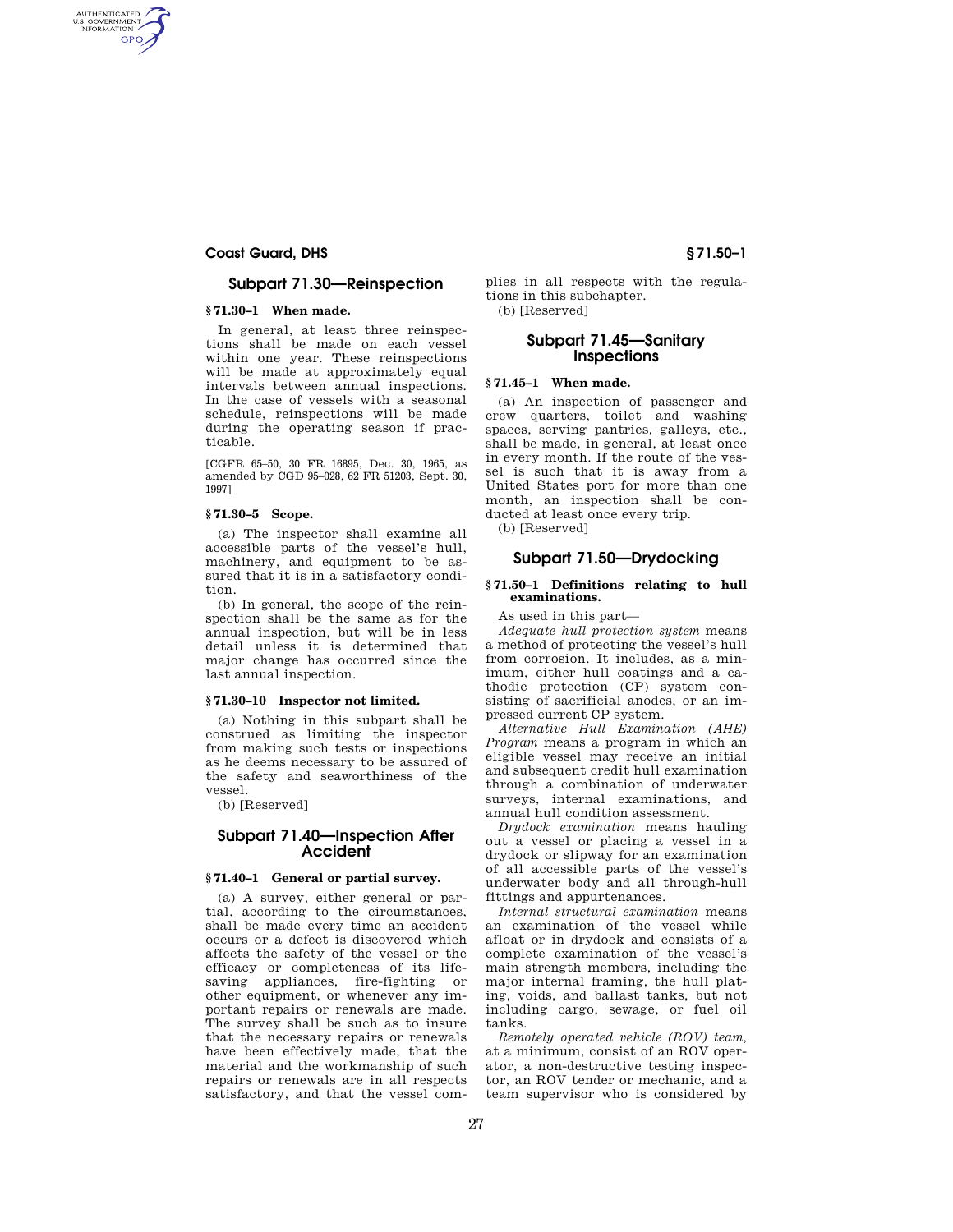## Subpart 71.30—Reinspection

### § 71.30–1 When made.

In general, at least three reinspections shall be made on each vessel within one year. These reinspections will be made at approximately equal intervals between annual inspections. In the case of vessels with a seasonal schedule, reinspections will be made during the operating season if practicable.

[CGFR 65–50, 30 FR 16895, Dec. 30, 1965, as amended by CGD 95–028, 62 FR 51203, Sept. 30, 1997]

### § 71.30–5 Scope.

(a) The inspector shall examine all accessible parts of the vessel's hull, machinery, and equipment to be assured that it is in a satisfactory condition.

(b) In general, the scope of the reinspection shall be the same as for the annual inspection, but will be in less detail unless it is determined that major change has occurred since the last annual inspection.

### § 71.30–10 Inspector not limited.

(a) Nothing in this subpart shall be construed as limiting the inspector from making such tests or inspections as he deems necessary to be assured of the safety and seaworthiness of the vessel.

(b) [Reserved]

## Subpart 71.40—Inspection After Accident

### § 71.40–1 General or partial survey.

(a) A survey, either general or partial, according to the circumstances, shall be made every time an accident occurs or a defect is discovered which affects the safety of the vessel or the efficacy or completeness of its lifesaving appliances, fire-fighting or other equipment, or whenever any important repairs or renewals are made. The survey shall be such as to insure that the necessary repairs or renewals have been effectively made, that the material and the workmanship of such repairs or renewals are in all respects satisfactory, and that the vessel complies in all respects with the regulations in this subchapter.

(b) [Reserved]

## Subpart 71.45—Sanitary Inspections

### § 71.45–1 When made.

(a) An inspection of passenger and crew quarters, toilet and washing spaces, serving pantries, galleys, etc., shall be made, in general, at least once in every month. If the route of the vessel is such that it is away from a United States port for more than one month, an inspection shall be conducted at least once every trip.

(b) [Reserved]

## Subpart 71.50—Drydocking

### § 71.50–1 Definitions relating to hull examinations.

As used in this part—

*Adequate hull protection system* means a method of protecting the vessel's hull from corrosion. It includes, as a minimum, either hull coatings and a cathodic protection (CP) system consisting of sacrificial anodes, or an impressed current CP system.

*Alternative Hull Examination (AHE) Program* means a program in which an eligible vessel may receive an initial and subsequent credit hull examination through a combination of underwater surveys, internal examinations, and annual hull condition assessment.

*Drydock examination* means hauling out a vessel or placing a vessel in a drydock or slipway for an examination of all accessible parts of the vessel's underwater body and all through-hull fittings and appurtenances.

*Internal structural examination* means an examination of the vessel while afloat or in drydock and consists of a complete examination of the vessel's main strength members, including the major internal framing, the hull plating, voids, and ballast tanks, but not including cargo, sewage, or fuel oil tanks.

*Remotely operated vehicle (ROV) team*, at a minimum, consist of an ROV operator, a non-destructive testing inspector, an ROV tender or mechanic, and a team supervisor who is considered by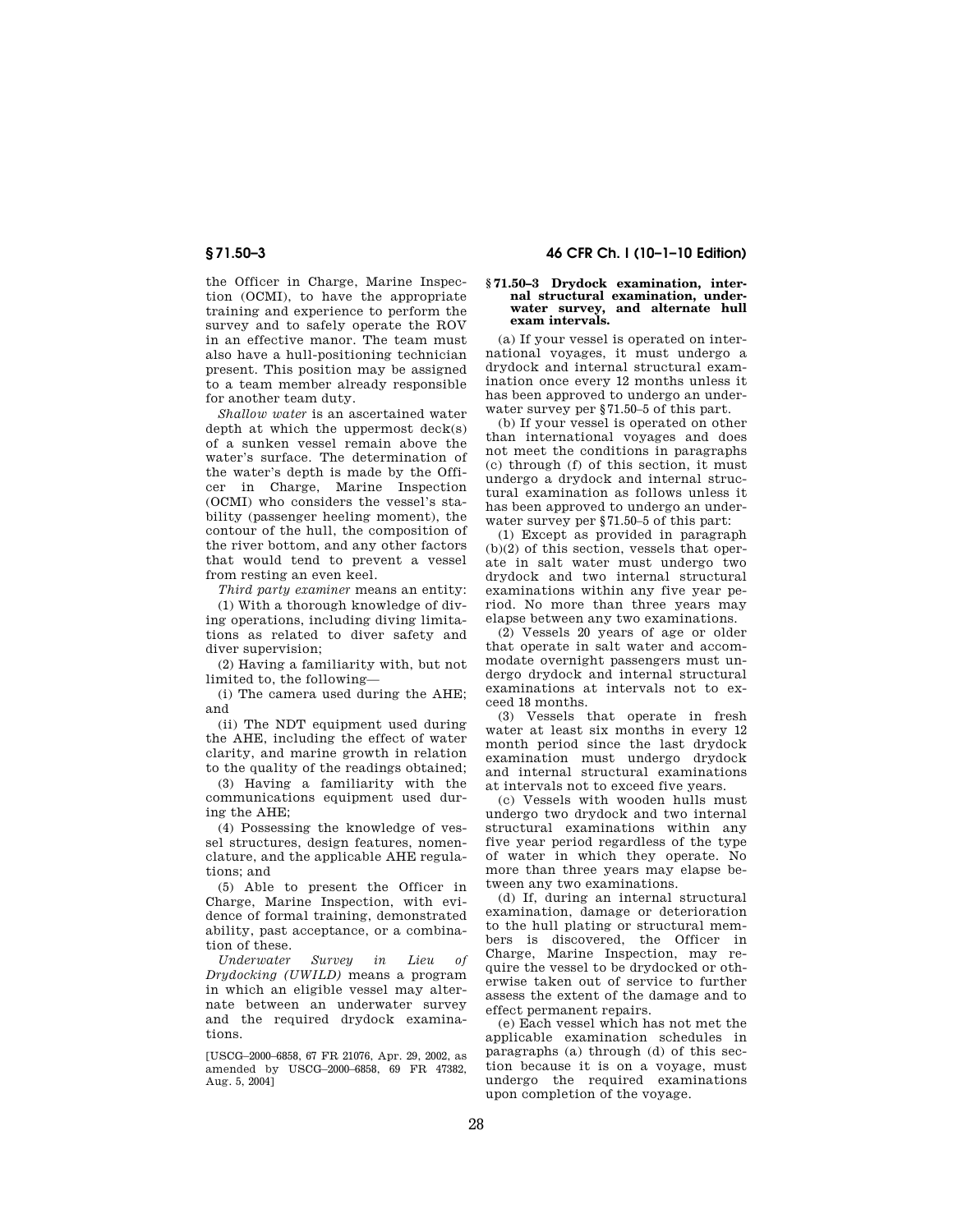the Officer in Charge, Marine Inspection (OCMI), to have the appropriate training and experience to perform the survey and to safely operate the ROV in an effective manor. The team must also have a hull-positioning technician present. This position may be assigned to a team member already responsible for another team duty.

*Shallow water* is an ascertained water depth at which the uppermost deck(s) of a sunken vessel remain above the water's surface. The determination of the water's depth is made by the Officer in Charge, Marine Inspection (OCMI) who considers the vessel's stability (passenger heeling moment), the contour of the hull, the composition of the river bottom, and any other factors that would tend to prevent a vessel from resting an even keel.

*Third party examiner* means an entity:

(1) With a thorough knowledge of diving operations, including diving limitations as related to diver safety and diver supervision;

(2) Having a familiarity with, but not limited to, the following—

(i) The camera used during the AHE; and

(ii) The NDT equipment used during the AHE, including the effect of water clarity, and marine growth in relation to the quality of the readings obtained;

(3) Having a familiarity with the communications equipment used during the AHE;

(4) Possessing the knowledge of vessel structures, design features, nomenclature, and the applicable AHE regulations; and

(5) Able to present the Officer in Charge, Marine Inspection, with evidence of formal training, demonstrated ability, past acceptance, or a combination of these.

*Underwater Survey in Lieu of Drydocking (UWILD)* means a program in which an eligible vessel may alternate between an underwater survey and the required drydock examinations.

[USCG–2000–6858, 67 FR 21076, Apr. 29, 2002, as amended by USCG–2000–6858, 69 FR 47382, Aug. 5, 2004]

### § 71.50–3 Drydock examination, internal structural examination, underwater survey, and alternate hull exam intervals.

(a) If your vessel is operated on international voyages, it must undergo a drydock and internal structural examination once every 12 months unless it has been approved to undergo an underwater survey per § 71.50–5 of this part.

(b) If your vessel is operated on other than international voyages and does not meet the conditions in paragraphs (c) through (f) of this section, it must undergo a drydock and internal structural examination as follows unless it has been approved to undergo an underwater survey per § 71.50–5 of this part:

(1) Except as provided in paragraph (b)(2) of this section, vessels that operate in salt water must undergo two drydock and two internal structural examinations within any five year period. No more than three years may elapse between any two examinations.

(2) Vessels 20 years of age or older that operate in salt water and accommodate overnight passengers must undergo drydock and internal structural examinations at intervals not to exceed 18 months.

(3) Vessels that operate in fresh water at least six months in every 12 month period since the last drydock examination must undergo drydock and internal structural examinations at intervals not to exceed five years.

(c) Vessels with wooden hulls must undergo two drydock and two internal structural examinations within any five year period regardless of the type of water in which they operate. No more than three years may elapse between any two examinations.

(d) If, during an internal structural examination, damage or deterioration to the hull plating or structural members is discovered, the Officer in Charge, Marine Inspection, may require the vessel to be drydocked or otherwise taken out of service to further assess the extent of the damage and to effect permanent repairs.

(e) Each vessel which has not met the applicable examination schedules in paragraphs (a) through (d) of this section because it is on a voyage, must undergo the required examinations upon completion of the voyage.